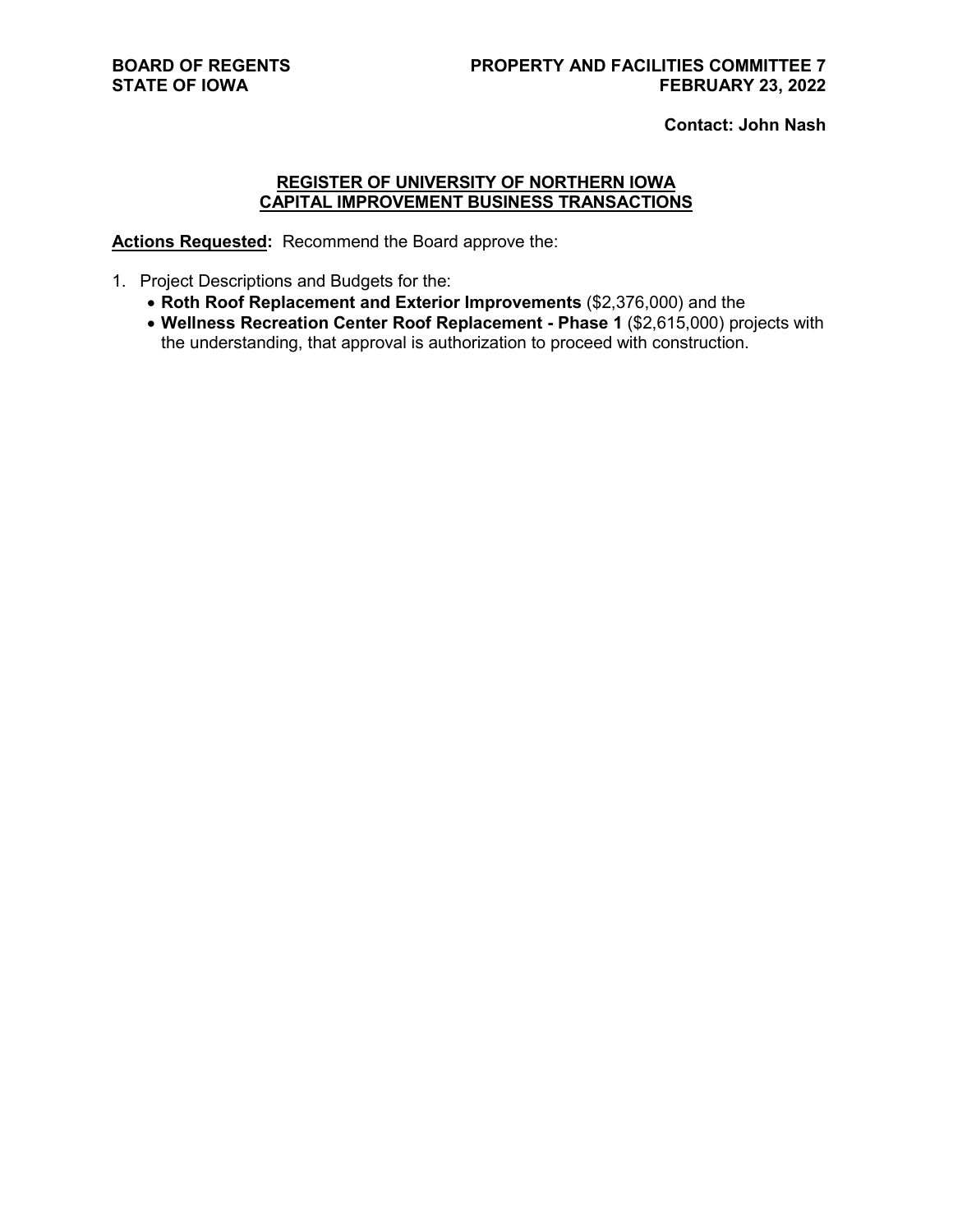BOARD OF REGENTS
STATE OF IOWA

PROPERTY AND FACILITIES COMMITTEE 7
FEBRUARY 23, 2022

**Contact: John Nash**

## REGISTER OF UNIVERSITY OF NORTHERN IOWA CAPITAL IMPROVEMENT BUSINESS TRANSACTIONS

**Actions Requested:** Recommend the Board approve the:

1. Project Descriptions and Budgets for the:
   - **Roth Roof Replacement and Exterior Improvements** ($2,376,000) and the
   - **Wellness Recreation Center Roof Replacement - Phase 1** ($2,615,000) projects with the understanding, that approval is authorization to proceed with construction.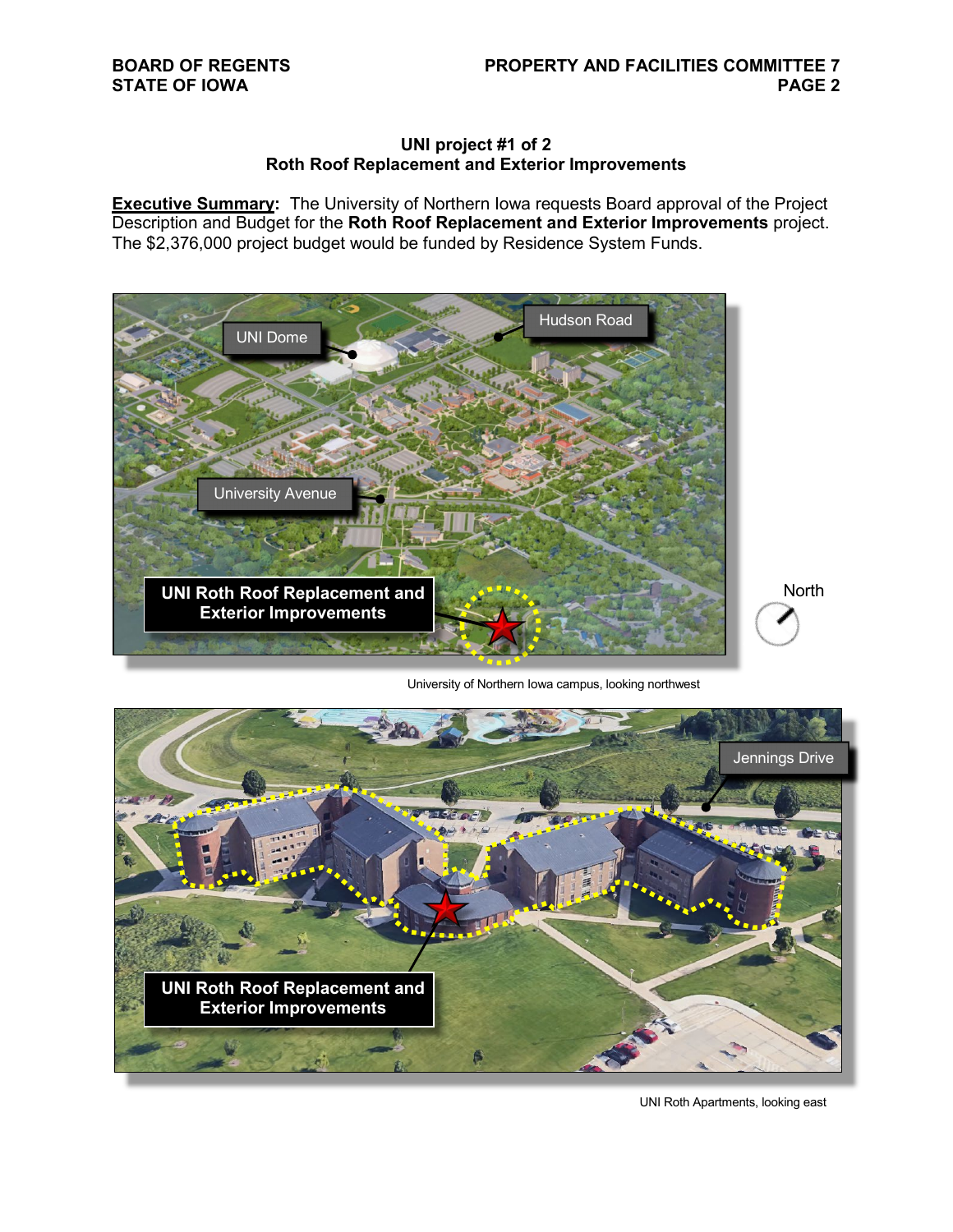### UNI project #1 of 2
### Roth Roof Replacement and Exterior Improvements

**Executive Summary:** The University of Northern Iowa requests Board approval of the Project Description and Budget for the **Roth Roof Replacement and Exterior Improvements** project. The $2,376,000 project budget would be funded by Residence System Funds.

University of Northern Iowa campus, looking northwest

UNI Roth Apartments, looking east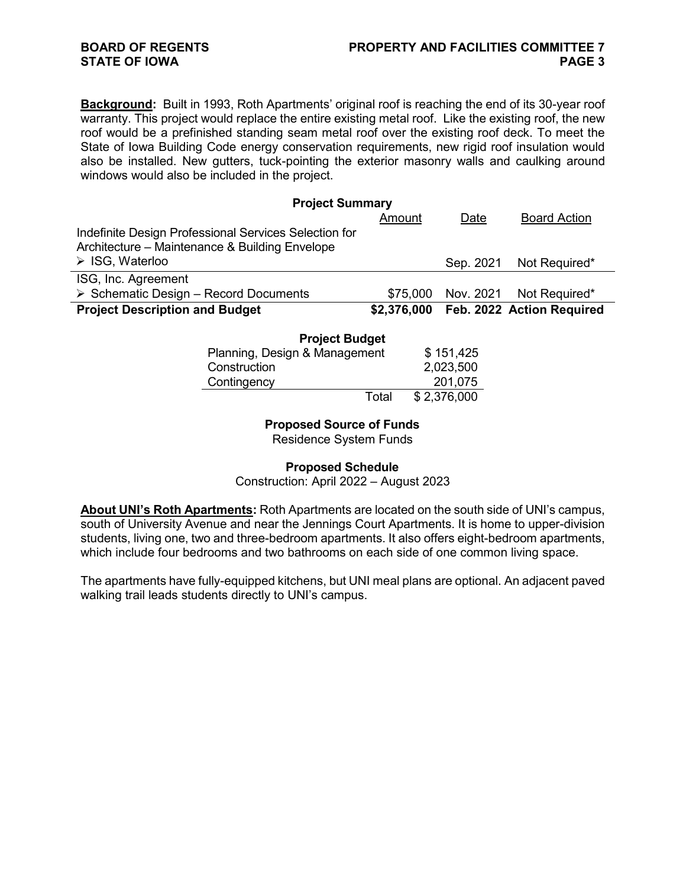**Background:** Built in 1993, Roth Apartments' original roof is reaching the end of its 30-year roof warranty. This project would replace the entire existing metal roof. Like the existing roof, the new roof would be a prefinished standing seam metal roof over the existing roof deck. To meet the State of Iowa Building Code energy conservation requirements, new rigid roof insulation would also be installed. New gutters, tuck-pointing the exterior masonry walls and caulking around windows would also be included in the project.

**Project Summary**

| | Amount | Date | Board Action |
|---|---|---|---|
| Indefinite Design Professional Services Selection for Architecture – Maintenance & Building Envelope | | | |
| ➢ ISG, Waterloo | | Sep. 2021 | Not Required* |
| ISG, Inc. Agreement | | | |
| ➢ Schematic Design – Record Documents | $75,000 | Nov. 2021 | Not Required* |
| **Project Description and Budget** | **$2,376,000** | **Feb. 2022** | **Action Required** |

**Project Budget**

| | |
|---|---|
| Planning, Design & Management | $ 151,425 |
| Construction | 2,023,500 |
| Contingency | 201,075 |
| Total | $ 2,376,000 |

**Proposed Source of Funds**

Residence System Funds

**Proposed Schedule**

Construction: April 2022 – August 2023

**About UNI's Roth Apartments:** Roth Apartments are located on the south side of UNI's campus, south of University Avenue and near the Jennings Court Apartments. It is home to upper-division students, living one, two and three-bedroom apartments. It also offers eight-bedroom apartments, which include four bedrooms and two bathrooms on each side of one common living space.

The apartments have fully-equipped kitchens, but UNI meal plans are optional. An adjacent paved walking trail leads students directly to UNI's campus.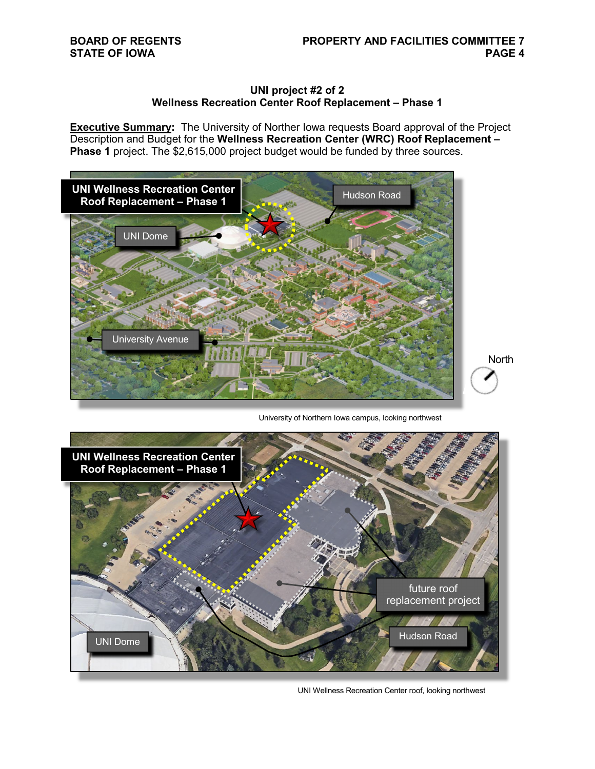### UNI project #2 of 2
### Wellness Recreation Center Roof Replacement – Phase 1

**Executive Summary:** The University of Norther Iowa requests Board approval of the Project Description and Budget for the **Wellness Recreation Center (WRC) Roof Replacement – Phase 1** project. The $2,615,000 project budget would be funded by three sources.

University of Northern Iowa campus, looking northwest

UNI Wellness Recreation Center roof, looking northwest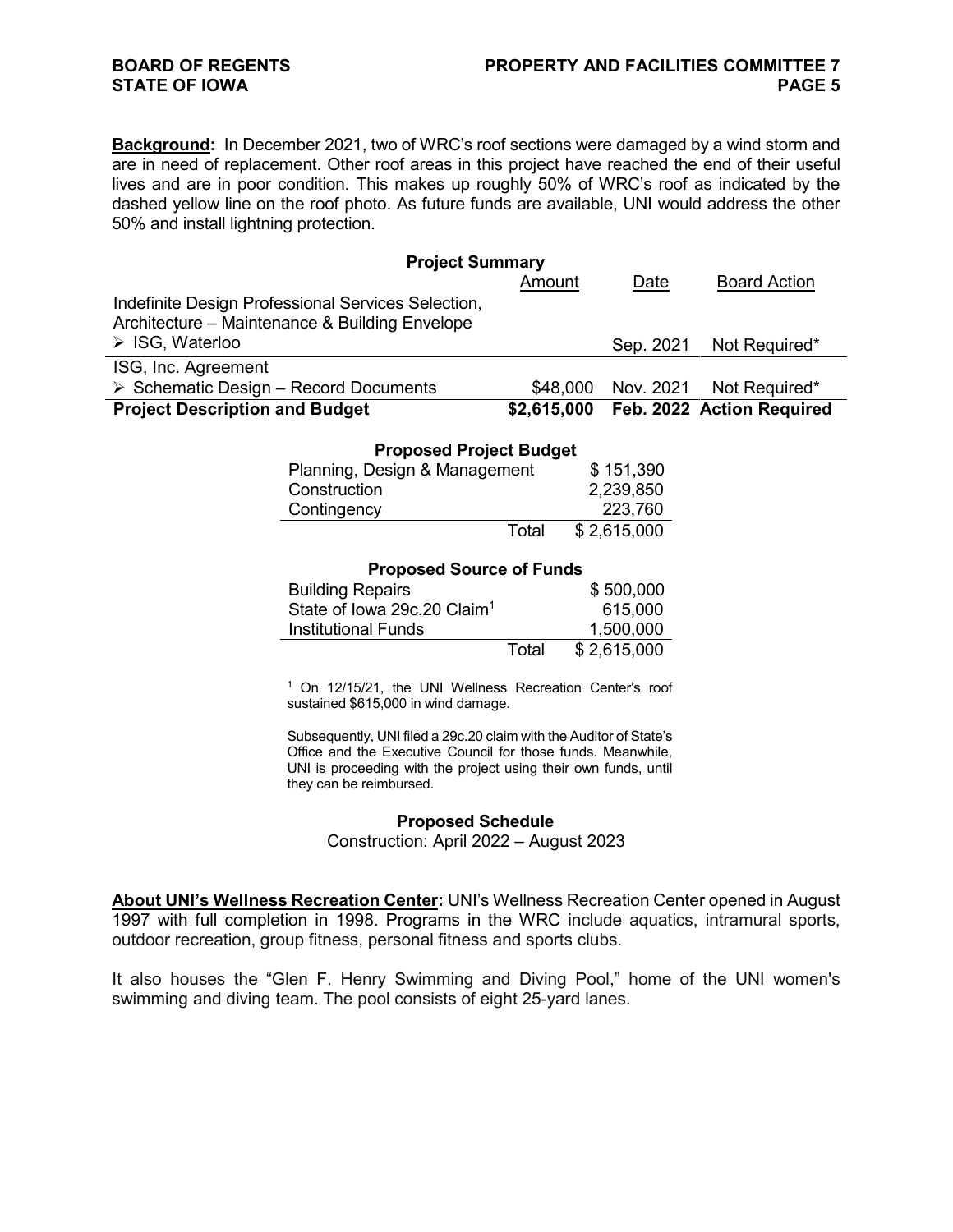**Background:** In December 2021, two of WRC's roof sections were damaged by a wind storm and are in need of replacement. Other roof areas in this project have reached the end of their useful lives and are in poor condition. This makes up roughly 50% of WRC's roof as indicated by the dashed yellow line on the roof photo. As future funds are available, UNI would address the other 50% and install lightning protection.

**Project Summary**

| | Amount | Date | Board Action |
|---|---|---|---|
| Indefinite Design Professional Services Selection, Architecture – Maintenance & Building Envelope<br>➢ ISG, Waterloo | | Sep. 2021 | Not Required* |
| ISG, Inc. Agreement<br>➢ Schematic Design – Record Documents | $48,000 | Nov. 2021 | Not Required* |
| **Project Description and Budget** | **$2,615,000** | **Feb. 2022** | **Action Required** |

**Proposed Project Budget**

| | |
|---|---|
| Planning, Design & Management | $ 151,390 |
| Construction | 2,239,850 |
| Contingency | 223,760 |
| Total | $ 2,615,000 |

**Proposed Source of Funds**

| | |
|---|---|
| Building Repairs | $ 500,000 |
| State of Iowa 29c.20 Claim[1] | 615,000 |
| Institutional Funds | 1,500,000 |
| Total | $ 2,615,000 |

[1] On 12/15/21, the UNI Wellness Recreation Center's roof sustained $615,000 in wind damage.

Subsequently, UNI filed a 29c.20 claim with the Auditor of State's Office and the Executive Council for those funds. Meanwhile, UNI is proceeding with the project using their own funds, until they can be reimbursed.

**Proposed Schedule**

Construction: April 2022 – August 2023

**About UNI's Wellness Recreation Center:** UNI's Wellness Recreation Center opened in August 1997 with full completion in 1998. Programs in the WRC include aquatics, intramural sports, outdoor recreation, group fitness, personal fitness and sports clubs.

It also houses the "Glen F. Henry Swimming and Diving Pool," home of the UNI women's swimming and diving team. The pool consists of eight 25-yard lanes.